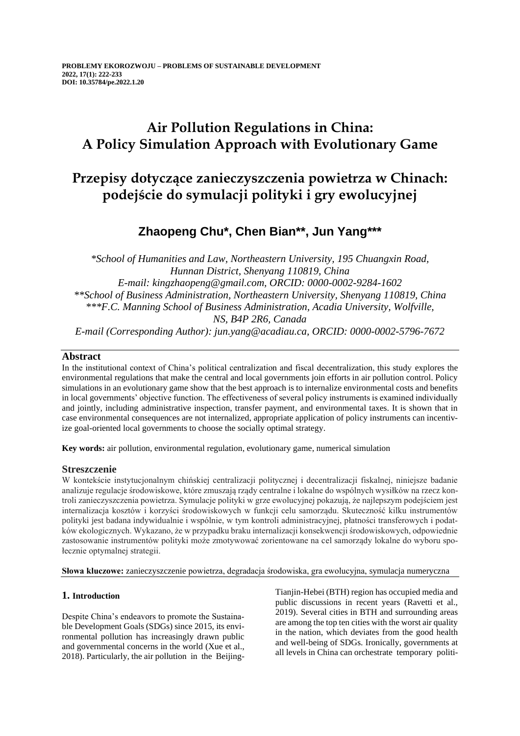**PROBLEMY EKOROZWOJU – PROBLEMS OF SUSTAINABLE DEVELOPMENT**
**2022, 17(1): 222-233**
**DOI: 10.35784/pe.2022.1.20**

# Air Pollution Regulations in China: A Policy Simulation Approach with Evolutionary Game

# Przepisy dotyczące zanieczyszczenia powietrza w Chinach: podejście do symulacji polityki i gry ewolucyjnej

## Zhaopeng Chu*, Chen Bian**, Jun Yang***

*\*School of Humanities and Law, Northeastern University, 195 Chuangxin Road, Hunnan District, Shenyang 110819, China*
*E-mail: kingzhaopeng@gmail.com, ORCID: 0000-0002-9284-1602*
*\*\*School of Business Administration, Northeastern University, Shenyang 110819, China*
*\*\*\*F.C. Manning School of Business Administration, Acadia University, Wolfville, NS, B4P 2R6, Canada*
*E-mail (Corresponding Author): jun.yang@acadiau.ca, ORCID: 0000-0002-5796-7672*

### Abstract

In the institutional context of China's political centralization and fiscal decentralization, this study explores the environmental regulations that make the central and local governments join efforts in air pollution control. Policy simulations in an evolutionary game show that the best approach is to internalize environmental costs and benefits in local governments' objective function. The effectiveness of several policy instruments is examined individually and jointly, including administrative inspection, transfer payment, and environmental taxes. It is shown that in case environmental consequences are not internalized, appropriate application of policy instruments can incentivize goal-oriented local governments to choose the socially optimal strategy.

**Key words:** air pollution, environmental regulation, evolutionary game, numerical simulation

### Streszczenie

W kontekście instytucjonalnym chińskiej centralizacji politycznej i decentralizacji fiskalnej, niniejsze badanie analizuje regulacje środowiskowe, które zmuszają rządy centralne i lokalne do wspólnych wysiłków na rzecz kontroli zanieczyszczenia powietrza. Symulacje polityki w grze ewolucyjnej pokazują, że najlepszym podejściem jest internalizacja kosztów i korzyści środowiskowych w funkcji celu samorządu. Skuteczność kilku instrumentów polityki jest badana indywidualnie i wspólnie, w tym kontroli administracyjnej, płatności transferowych i podatków ekologicznych. Wykazano, że w przypadku braku internalizacji konsekwencji środowiskowych, odpowiednie zastosowanie instrumentów polityki może zmotywować zorientowane na cel samorządy lokalne do wyboru społecznie optymalnej strategii.

**Słowa kluczowe:** zanieczyszczenie powietrza, degradacja środowiska, gra ewolucyjna, symulacja numeryczna

### 1. Introduction

Despite China's endeavors to promote the Sustainable Development Goals (SDGs) since 2015, its environmental pollution has increasingly drawn public and governmental concerns in the world (Xue et al., 2018). Particularly, the air pollution in the Beijing-Tianjin-Hebei (BTH) region has occupied media and public discussions in recent years (Ravetti et al., 2019). Several cities in BTH and surrounding areas are among the top ten cities with the worst air quality in the nation, which deviates from the good health and well-being of SDGs. Ironically, governments at all levels in China can orchestrate temporary politi-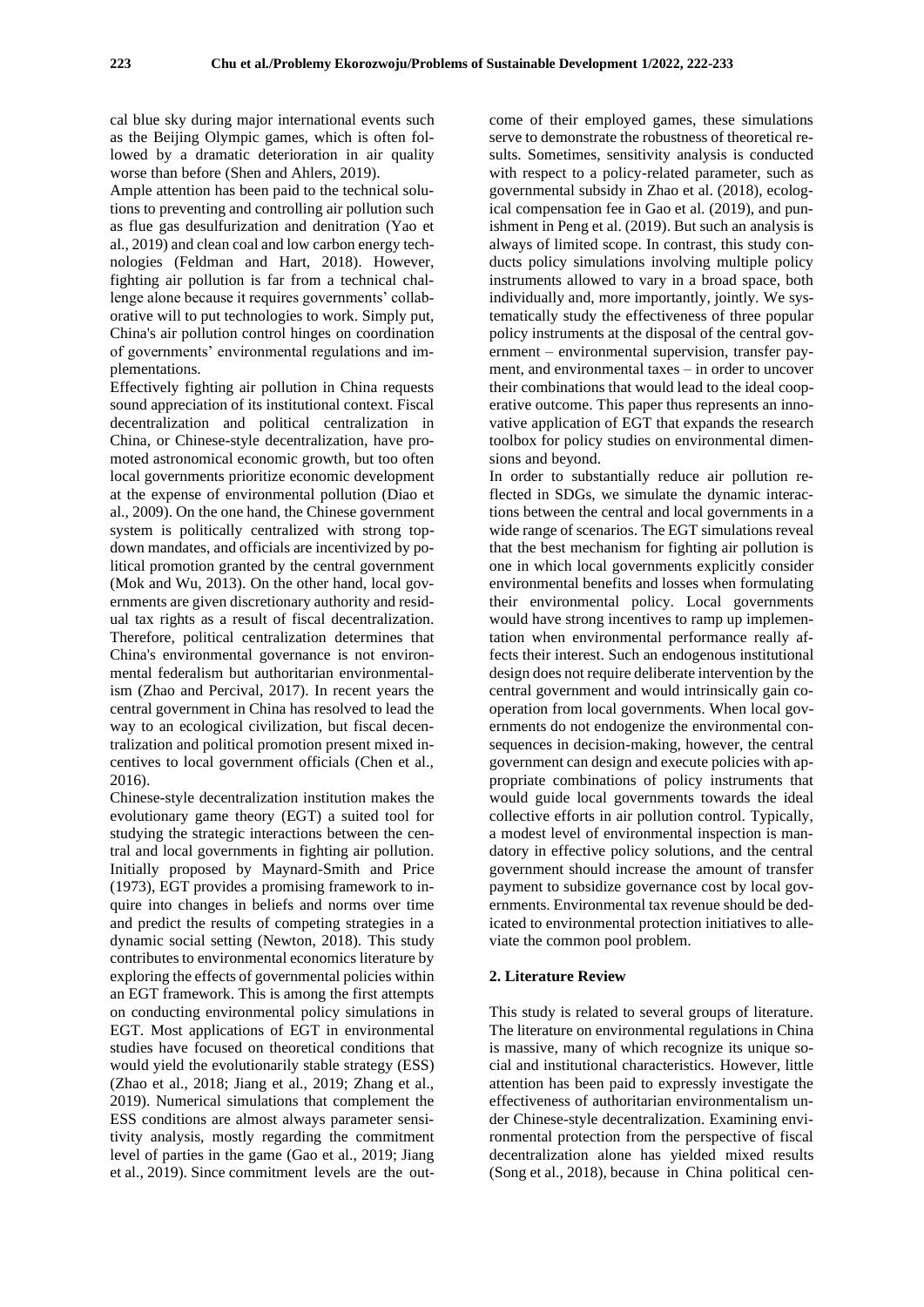cal blue sky during major international events such as the Beijing Olympic games, which is often followed by a dramatic deterioration in air quality worse than before (Shen and Ahlers, 2019).

Ample attention has been paid to the technical solutions to preventing and controlling air pollution such as flue gas desulfurization and denitration (Yao et al., 2019) and clean coal and low carbon energy technologies (Feldman and Hart, 2018). However, fighting air pollution is far from a technical challenge alone because it requires governments' collaborative will to put technologies to work. Simply put, China's air pollution control hinges on coordination of governments' environmental regulations and implementations.

Effectively fighting air pollution in China requests sound appreciation of its institutional context. Fiscal decentralization and political centralization in China, or Chinese-style decentralization, have promoted astronomical economic growth, but too often local governments prioritize economic development at the expense of environmental pollution (Diao et al., 2009). On the one hand, the Chinese government system is politically centralized with strong top-down mandates, and officials are incentivized by political promotion granted by the central government (Mok and Wu, 2013). On the other hand, local governments are given discretionary authority and residual tax rights as a result of fiscal decentralization. Therefore, political centralization determines that China's environmental governance is not environmental federalism but authoritarian environmentalism (Zhao and Percival, 2017). In recent years the central government in China has resolved to lead the way to an ecological civilization, but fiscal decentralization and political promotion present mixed incentives to local government officials (Chen et al., 2016).

Chinese-style decentralization institution makes the evolutionary game theory (EGT) a suited tool for studying the strategic interactions between the central and local governments in fighting air pollution. Initially proposed by Maynard-Smith and Price (1973), EGT provides a promising framework to inquire into changes in beliefs and norms over time and predict the results of competing strategies in a dynamic social setting (Newton, 2018). This study contributes to environmental economics literature by exploring the effects of governmental policies within an EGT framework. This is among the first attempts on conducting environmental policy simulations in EGT. Most applications of EGT in environmental studies have focused on theoretical conditions that would yield the evolutionarily stable strategy (ESS) (Zhao et al., 2018; Jiang et al., 2019; Zhang et al., 2019). Numerical simulations that complement the ESS conditions are almost always parameter sensitivity analysis, mostly regarding the commitment level of parties in the game (Gao et al., 2019; Jiang et al., 2019). Since commitment levels are the outcome of their employed games, these simulations serve to demonstrate the robustness of theoretical results. Sometimes, sensitivity analysis is conducted with respect to a policy-related parameter, such as governmental subsidy in Zhao et al. (2018), ecological compensation fee in Gao et al. (2019), and punishment in Peng et al. (2019). But such an analysis is always of limited scope. In contrast, this study conducts policy simulations involving multiple policy instruments allowed to vary in a broad space, both individually and, more importantly, jointly. We systematically study the effectiveness of three popular policy instruments at the disposal of the central government – environmental supervision, transfer payment, and environmental taxes – in order to uncover their combinations that would lead to the ideal cooperative outcome. This paper thus represents an innovative application of EGT that expands the research toolbox for policy studies on environmental dimensions and beyond.

In order to substantially reduce air pollution reflected in SDGs, we simulate the dynamic interactions between the central and local governments in a wide range of scenarios. The EGT simulations reveal that the best mechanism for fighting air pollution is one in which local governments explicitly consider environmental benefits and losses when formulating their environmental policy. Local governments would have strong incentives to ramp up implementation when environmental performance really affects their interest. Such an endogenous institutional design does not require deliberate intervention by the central government and would intrinsically gain cooperation from local governments. When local governments do not endogenize the environmental consequences in decision-making, however, the central government can design and execute policies with appropriate combinations of policy instruments that would guide local governments towards the ideal collective efforts in air pollution control. Typically, a modest level of environmental inspection is mandatory in effective policy solutions, and the central government should increase the amount of transfer payment to subsidize governance cost by local governments. Environmental tax revenue should be dedicated to environmental protection initiatives to alleviate the common pool problem.

## 2. Literature Review

This study is related to several groups of literature. The literature on environmental regulations in China is massive, many of which recognize its unique social and institutional characteristics. However, little attention has been paid to expressly investigate the effectiveness of authoritarian environmentalism under Chinese-style decentralization. Examining environmental protection from the perspective of fiscal decentralization alone has yielded mixed results (Song et al., 2018), because in China political cen-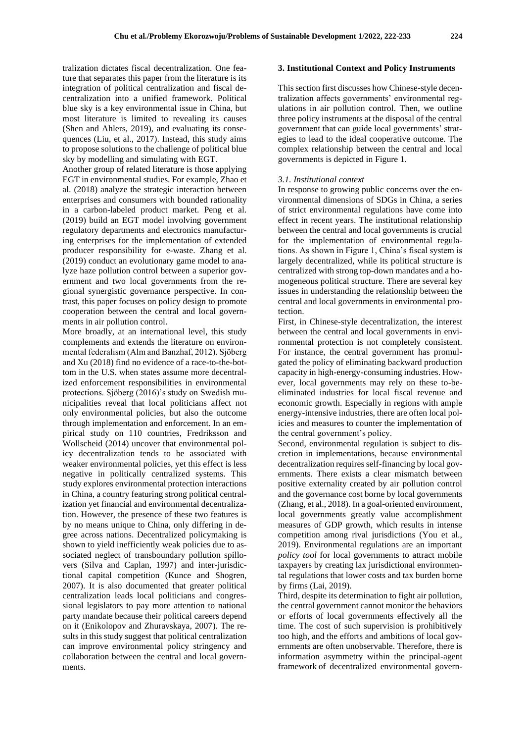tralization dictates fiscal decentralization. One feature that separates this paper from the literature is its integration of political centralization and fiscal decentralization into a unified framework. Political blue sky is a key environmental issue in China, but most literature is limited to revealing its causes (Shen and Ahlers, 2019), and evaluating its consequences (Liu, et al., 2017). Instead, this study aims to propose solutions to the challenge of political blue sky by modelling and simulating with EGT.

Another group of related literature is those applying EGT in environmental studies. For example, Zhao et al. (2018) analyze the strategic interaction between enterprises and consumers with bounded rationality in a carbon-labeled product market. Peng et al. (2019) build an EGT model involving government regulatory departments and electronics manufacturing enterprises for the implementation of extended producer responsibility for e-waste. Zhang et al. (2019) conduct an evolutionary game model to analyze haze pollution control between a superior government and two local governments from the regional synergistic governance perspective. In contrast, this paper focuses on policy design to promote cooperation between the central and local governments in air pollution control.

More broadly, at an international level, this study complements and extends the literature on environmental federalism (Alm and Banzhaf, 2012). Sjöberg and Xu (2018) find no evidence of a race-to-the-bottom in the U.S. when states assume more decentralized enforcement responsibilities in environmental protections. Sjöberg (2016)'s study on Swedish municipalities reveal that local politicians affect not only environmental policies, but also the outcome through implementation and enforcement. In an empirical study on 110 countries, Fredriksson and Wollscheid (2014) uncover that environmental policy decentralization tends to be associated with weaker environmental policies, yet this effect is less negative in politically centralized systems. This study explores environmental protection interactions in China, a country featuring strong political centralization yet financial and environmental decentralization. However, the presence of these two features is by no means unique to China, only differing in degree across nations. Decentralized policymaking is shown to yield inefficiently weak policies due to associated neglect of transboundary pollution spillovers (Silva and Caplan, 1997) and inter-jurisdictional capital competition (Kunce and Shogren, 2007). It is also documented that greater political centralization leads local politicians and congressional legislators to pay more attention to national party mandate because their political careers depend on it (Enikolopov and Zhuravskaya, 2007). The results in this study suggest that political centralization can improve environmental policy stringency and collaboration between the central and local governments.

## 3. Institutional Context and Policy Instruments

This section first discusses how Chinese-style decentralization affects governments' environmental regulations in air pollution control. Then, we outline three policy instruments at the disposal of the central government that can guide local governments' strategies to lead to the ideal cooperative outcome. The complex relationship between the central and local governments is depicted in Figure 1.

### 3.1. Institutional context

In response to growing public concerns over the environmental dimensions of SDGs in China, a series of strict environmental regulations have come into effect in recent years. The institutional relationship between the central and local governments is crucial for the implementation of environmental regulations. As shown in Figure 1, China's fiscal system is largely decentralized, while its political structure is centralized with strong top-down mandates and a homogeneous political structure. There are several key issues in understanding the relationship between the central and local governments in environmental protection.

First, in Chinese-style decentralization, the interest between the central and local governments in environmental protection is not completely consistent. For instance, the central government has promulgated the policy of eliminating backward production capacity in high-energy-consuming industries. However, local governments may rely on these to-be-eliminated industries for local fiscal revenue and economic growth. Especially in regions with ample energy-intensive industries, there are often local policies and measures to counter the implementation of the central government's policy.

Second, environmental regulation is subject to discretion in implementations, because environmental decentralization requires self-financing by local governments. There exists a clear mismatch between positive externality created by air pollution control and the governance cost borne by local governments (Zhang, et al., 2018). In a goal-oriented environment, local governments greatly value accomplishment measures of GDP growth, which results in intense competition among rival jurisdictions (You et al., 2019). Environmental regulations are an important *policy tool* for local governments to attract mobile taxpayers by creating lax jurisdictional environmental regulations that lower costs and tax burden borne by firms (Lai, 2019).

Third, despite its determination to fight air pollution, the central government cannot monitor the behaviors or efforts of local governments effectively all the time. The cost of such supervision is prohibitively too high, and the efforts and ambitions of local governments are often unobservable. Therefore, there is information asymmetry within the principal-agent framework of decentralized environmental govern-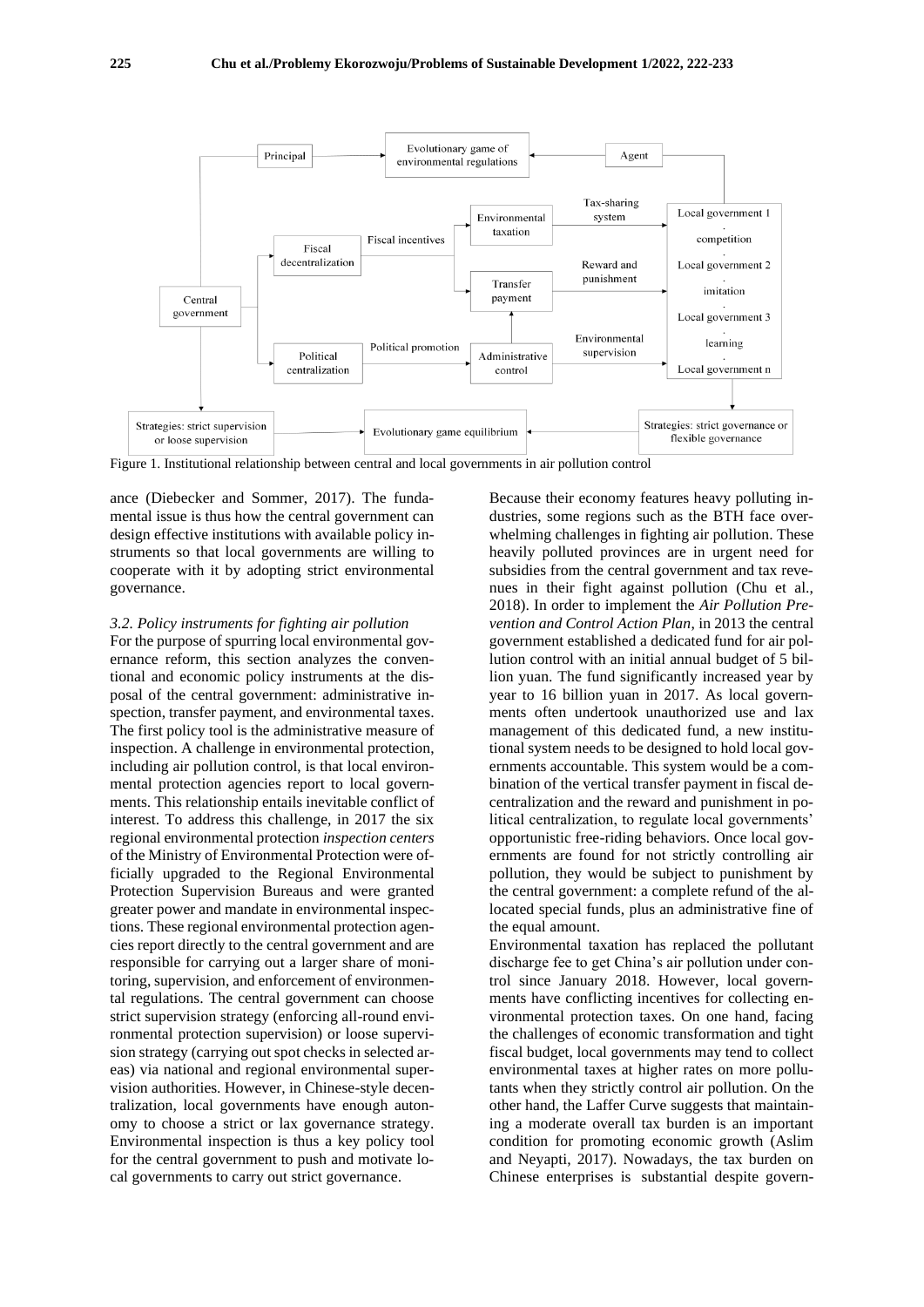Figure 1. Institutional relationship between central and local governments in air pollution control

ance (Diebecker and Sommer, 2017). The fundamental issue is thus how the central government can design effective institutions with available policy instruments so that local governments are willing to cooperate with it by adopting strict environmental governance.

### *3.2. Policy instruments for fighting air pollution*

For the purpose of spurring local environmental governance reform, this section analyzes the conventional and economic policy instruments at the disposal of the central government: administrative inspection, transfer payment, and environmental taxes. The first policy tool is the administrative measure of inspection. A challenge in environmental protection, including air pollution control, is that local environmental protection agencies report to local governments. This relationship entails inevitable conflict of interest. To address this challenge, in 2017 the six regional environmental protection *inspection centers* of the Ministry of Environmental Protection were officially upgraded to the Regional Environmental Protection Supervision Bureaus and were granted greater power and mandate in environmental inspections. These regional environmental protection agencies report directly to the central government and are responsible for carrying out a larger share of monitoring, supervision, and enforcement of environmental regulations. The central government can choose strict supervision strategy (enforcing all-round environmental protection supervision) or loose supervision strategy (carrying out spot checks in selected areas) via national and regional environmental supervision authorities. However, in Chinese-style decentralization, local governments have enough autonomy to choose a strict or lax governance strategy. Environmental inspection is thus a key policy tool for the central government to push and motivate local governments to carry out strict governance.

Because their economy features heavy polluting industries, some regions such as the BTH face overwhelming challenges in fighting air pollution. These heavily polluted provinces are in urgent need for subsidies from the central government and tax revenues in their fight against pollution (Chu et al., 2018). In order to implement the *Air Pollution Prevention and Control Action Plan*, in 2013 the central government established a dedicated fund for air pollution control with an initial annual budget of 5 billion yuan. The fund significantly increased year by year to 16 billion yuan in 2017. As local governments often undertook unauthorized use and lax management of this dedicated fund, a new institutional system needs to be designed to hold local governments accountable. This system would be a combination of the vertical transfer payment in fiscal decentralization and the reward and punishment in political centralization, to regulate local governments' opportunistic free-riding behaviors. Once local governments are found for not strictly controlling air pollution, they would be subject to punishment by the central government: a complete refund of the allocated special funds, plus an administrative fine of the equal amount.

Environmental taxation has replaced the pollutant discharge fee to get China's air pollution under control since January 2018. However, local governments have conflicting incentives for collecting environmental protection taxes. On one hand, facing the challenges of economic transformation and tight fiscal budget, local governments may tend to collect environmental taxes at higher rates on more pollutants when they strictly control air pollution. On the other hand, the Laffer Curve suggests that maintaining a moderate overall tax burden is an important condition for promoting economic growth (Aslim and Neyapti, 2017). Nowadays, the tax burden on Chinese enterprises is substantial despite govern-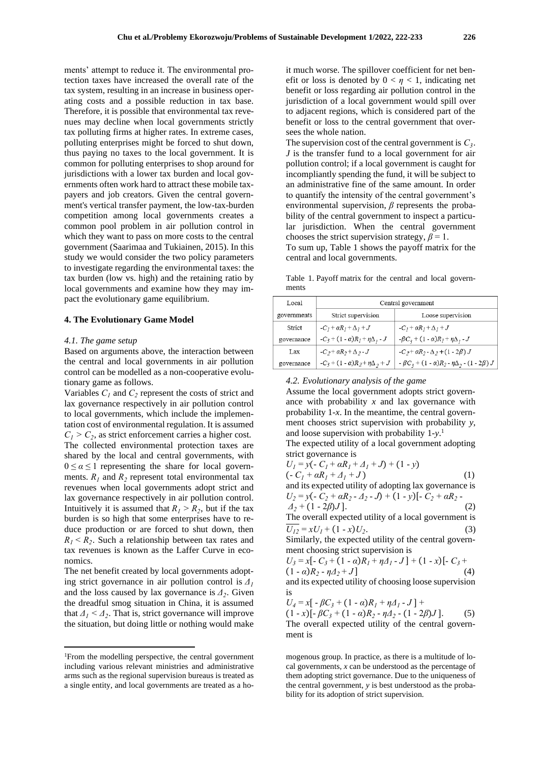ments' attempt to reduce it. The environmental protection taxes have increased the overall rate of the tax system, resulting in an increase in business operating costs and a possible reduction in tax base. Therefore, it is possible that environmental tax revenues may decline when local governments strictly tax polluting firms at higher rates. In extreme cases, polluting enterprises might be forced to shut down, thus paying no taxes to the local government. It is common for polluting enterprises to shop around for jurisdictions with a lower tax burden and local governments often work hard to attract these mobile taxpayers and job creators. Given the central government's vertical transfer payment, the low-tax-burden competition among local governments creates a common pool problem in air pollution control in which they want to pass on more costs to the central government (Saarimaa and Tukiainen, 2015). In this study we would consider the two policy parameters to investigate regarding the environmental taxes: the tax burden (low vs. high) and the retaining ratio by local governments and examine how they may impact the evolutionary game equilibrium.

## 4. The Evolutionary Game Model

### 4.1. The game setup

Based on arguments above, the interaction between the central and local governments in air pollution control can be modelled as a non-cooperative evolutionary game as follows.

Variables $C_1$ and $C_2$ represent the costs of strict and lax governance respectively in air pollution control to local governments, which include the implementation cost of environmental regulation. It is assumed $C_1 > C_2$, as strict enforcement carries a higher cost.

The collected environmental protection taxes are shared by the local and central governments, with $0 \leq \alpha \leq 1$ representing the share for local governments. $R_1$ and $R_2$ represent total environmental tax revenues when local governments adopt strict and lax governance respectively in air pollution control. Intuitively it is assumed that $R_1 > R_2$, but if the tax burden is so high that some enterprises have to reduce production or are forced to shut down, then $R_1 < R_2$. Such a relationship between tax rates and tax revenues is known as the Laffer Curve in economics.

The net benefit created by local governments adopting strict governance in air pollution control is $\Delta_1$ and the loss caused by lax governance is $\Delta_2$. Given the dreadful smog situation in China, it is assumed that $\Delta_1 < \Delta_2$. That is, strict governance will improve the situation, but doing little or nothing would make it much worse. The spillover coefficient for net benefit or loss is denoted by $0 < \eta < 1$, indicating net benefit or loss regarding air pollution control in the jurisdiction of a local government would spill over to adjacent regions, which is considered part of the benefit or loss to the central government that oversees the whole nation.

The supervision cost of the central government is $C_3$. $J$ is the transfer fund to a local government for air pollution control; if a local government is caught for incompliantly spending the fund, it will be subject to an administrative fine of the same amount. In order to quantify the intensity of the central government's environmental supervision, $\beta$ represents the probability of the central government to inspect a particular jurisdiction. When the central government chooses the strict supervision strategy, $\beta = 1$.

To sum up, Table 1 shows the payoff matrix for the central and local governments.

Table 1. Payoff matrix for the central and local governments

| Local governments | Central government | |
|---|---|---|
| | Strict supervision | Loose supervision |
| Strict governance | $-C_1 + \alpha R_1 + \Delta_1 + J$<br>$-C_3 + (1 - \alpha)R_1 + \eta\Delta_1 - J$ | $-C_1 + \alpha R_1 + \Delta_1 + J$<br>$-\beta C_3 + (1 - \alpha)R_1 + \eta\Delta_1 - J$ |
| Lax governance | $-C_2 + \alpha R_2 + \Delta_2 - J$<br>$-C_3 + (1 - \alpha)R_2 + \eta\Delta_2 + J$ | $-C_2 + \alpha R_2 - \Delta_2 + (1 - 2\beta) J$<br>$-\beta C_3 + (1 - \alpha)R_2 - \eta\Delta_2 - (1 - 2\beta) J$ |

### 4.2. Evolutionary analysis of the game

Assume the local government adopts strict governance with probability $x$ and lax governance with probability $1$-$x$. In the meantime, the central government chooses strict supervision with probability $y$, and loose supervision with probability $1$-$y$.[1]

The expected utility of a local government adopting strict governance is

$$U_1 = y(-C_1 + \alpha R_1 + \Delta_1 + J) + (1 - y)(-C_1 + \alpha R_1 + \Delta_1 + J) \tag{1}$$

and its expected utility of adopting lax governance is

$$U_2 = y(-C_2 + \alpha R_2 - \Delta_2 - J) + (1 - y)[-C_2 + \alpha R_2 - \Delta_2 + (1 - 2\beta)J]. \tag{2}$$

The overall expected utility of a local government is

$$\overline{U_{12}} = xU_1 + (1 - x)U_2. \tag{3}$$

Similarly, the expected utility of the central government choosing strict supervision is

$$U_3 = x[-C_3 + (1 - \alpha)R_1 + \eta\Delta_1 - J] + (1 - x)[-C_3 + (1 - \alpha)R_2 - \eta\Delta_2 + J] \tag{4}$$

and its expected utility of choosing loose supervision is

$$U_4 = x[-\beta C_3 + (1 - \alpha)R_1 + \eta\Delta_1 - J] + (1 - x)[-\beta C_3 + (1 - \alpha)R_2 - \eta\Delta_2 - (1 - 2\beta)J]. \tag{5}$$

The overall expected utility of the central government is

[1] From the modelling perspective, the central government including various relevant ministries and administrative arms such as the regional supervision bureaus is treated as a single entity, and local governments are treated as a homogenous group. In practice, as there is a multitude of local governments, $x$ can be understood as the percentage of them adopting strict governance. Due to the uniqueness of the central government, $y$ is best understood as the probability for its adoption of strict supervision.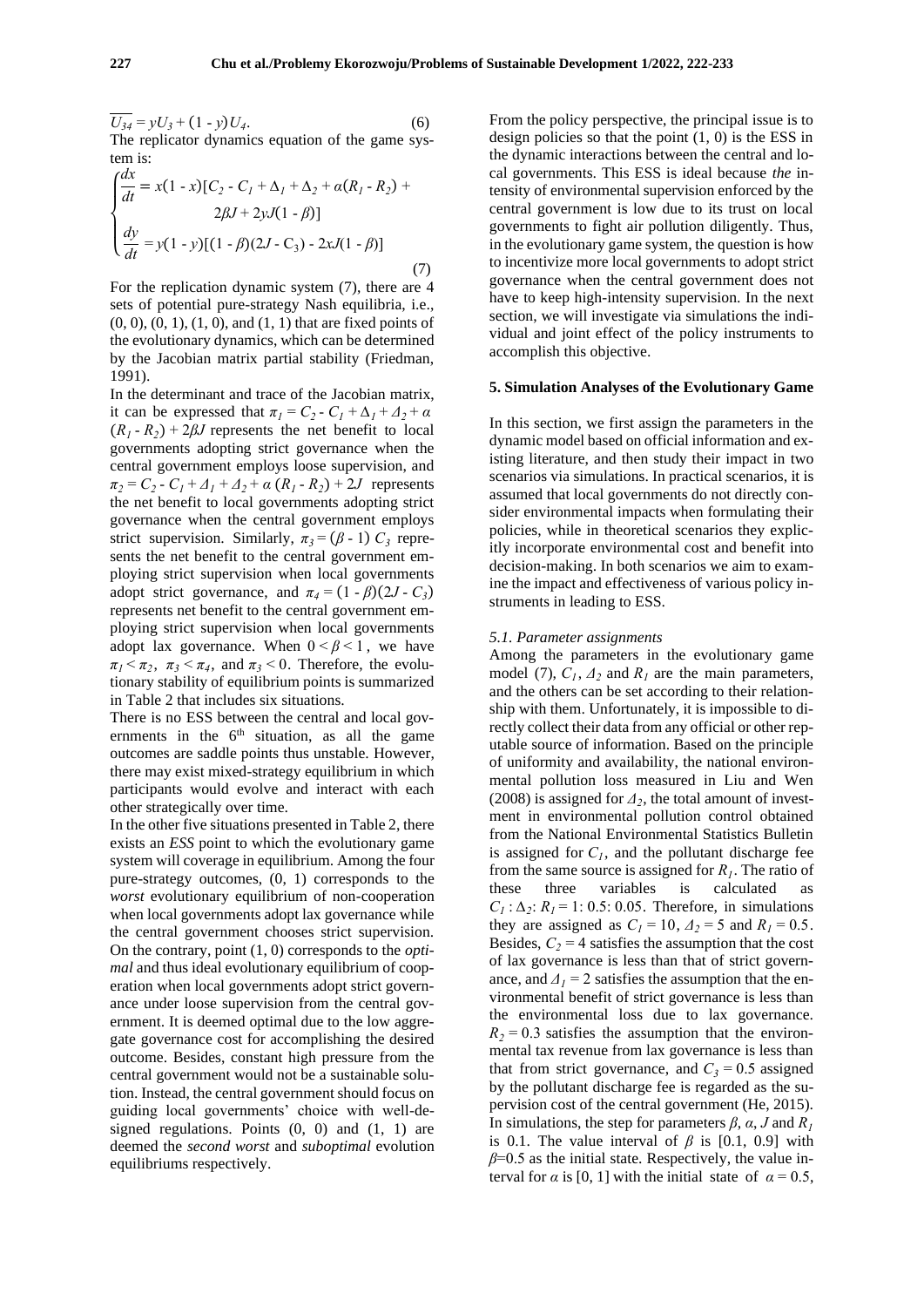$$\overline{U_{34}} = yU_3 + (1 - y)U_4. \tag{6}$$

The replicator dynamics equation of the game system is:

$$\begin{cases} \dfrac{dx}{dt} = x(1 - x)[C_2 - C_1 + \Delta_1 + \Delta_2 + \alpha(R_1 - R_2) + 2\beta J + 2yJ(1 - \beta)] \\ \dfrac{dy}{dt} = y(1 - y)[(1 - \beta)(2J - C_3) - 2xJ(1 - \beta)] \end{cases} \tag{7}$$

For the replication dynamic system (7), there are 4 sets of potential pure-strategy Nash equilibria, i.e., (0, 0), (0, 1), (1, 0), and (1, 1) that are fixed points of the evolutionary dynamics, which can be determined by the Jacobian matrix partial stability (Friedman, 1991).

In the determinant and trace of the Jacobian matrix, it can be expressed that $\pi_1 = C_2 - C_1 + \Delta_1 + \Delta_2 + \alpha(R_1 - R_2) + 2\beta J$ represents the net benefit to local governments adopting strict governance when the central government employs loose supervision, and $\pi_2 = C_2 - C_1 + \Delta_1 + \Delta_2 + \alpha(R_1 - R_2) + 2J$ represents the net benefit to local governments adopting strict governance when the central government employs strict supervision. Similarly, $\pi_3 = (\beta - 1)C_3$ represents the net benefit to the central government employing strict supervision when local governments adopt strict governance, and $\pi_4 = (1 - \beta)(2J - C_3)$ represents net benefit to the central government employing strict supervision when local governments adopt lax governance. When $0 < \beta < 1$, we have $\pi_1 < \pi_2$, $\pi_3 < \pi_4$, and $\pi_3 < 0$. Therefore, the evolutionary stability of equilibrium points is summarized in Table 2 that includes six situations.

There is no ESS between the central and local governments in the 6th situation, as all the game outcomes are saddle points thus unstable. However, there may exist mixed-strategy equilibrium in which participants would evolve and interact with each other strategically over time.

In the other five situations presented in Table 2, there exists an *ESS* point to which the evolutionary game system will coverage in equilibrium. Among the four pure-strategy outcomes, (0, 1) corresponds to the *worst* evolutionary equilibrium of non-cooperation when local governments adopt lax governance while the central government chooses strict supervision. On the contrary, point (1, 0) corresponds to the *optimal* and thus ideal evolutionary equilibrium of cooperation when local governments adopt strict governance under loose supervision from the central government. It is deemed optimal due to the low aggregate governance cost for accomplishing the desired outcome. Besides, constant high pressure from the central government would not be a sustainable solution. Instead, the central government should focus on guiding local governments' choice with well-designed regulations. Points (0, 0) and (1, 1) are deemed the *second worst* and *suboptimal* evolution equilibriums respectively.

From the policy perspective, the principal issue is to design policies so that the point (1, 0) is the ESS in the dynamic interactions between the central and local governments. This ESS is ideal because *the* intensity of environmental supervision enforced by the central government is low due to its trust on local governments to fight air pollution diligently. Thus, in the evolutionary game system, the question is how to incentivize more local governments to adopt strict governance when the central government does not have to keep high-intensity supervision. In the next section, we will investigate via simulations the individual and joint effect of the policy instruments to accomplish this objective.

## 5. Simulation Analyses of the Evolutionary Game

In this section, we first assign the parameters in the dynamic model based on official information and existing literature, and then study their impact in two scenarios via simulations. In practical scenarios, it is assumed that local governments do not directly consider environmental impacts when formulating their policies, while in theoretical scenarios they explicitly incorporate environmental cost and benefit into decision-making. In both scenarios we aim to examine the impact and effectiveness of various policy instruments in leading to ESS.

### 5.1. Parameter assignments

Among the parameters in the evolutionary game model (7), $C_1$, $\Delta_2$ and $R_1$ are the main parameters, and the others can be set according to their relationship with them. Unfortunately, it is impossible to directly collect their data from any official or other reputable source of information. Based on the principle of uniformity and availability, the national environmental pollution loss measured in Liu and Wen (2008) is assigned for $\Delta_2$, the total amount of investment in environmental pollution control obtained from the National Environmental Statistics Bulletin is assigned for $C_1$, and the pollutant discharge fee from the same source is assigned for $R_1$. The ratio of these three variables is calculated as $C_1 : \Delta_2 : R_1 = 1 : 0.5 : 0.05$. Therefore, in simulations they are assigned as $C_1 = 10$, $\Delta_2 = 5$ and $R_1 = 0.5$. Besides, $C_2 = 4$ satisfies the assumption that the cost of lax governance is less than that of strict governance, and $\Delta_1 = 2$ satisfies the assumption that the environmental benefit of strict governance is less than the environmental loss due to lax governance. $R_2 = 0.3$ satisfies the assumption that the environmental tax revenue from lax governance is less than that from strict governance, and $C_3 = 0.5$ assigned by the pollutant discharge fee is regarded as the supervision cost of the central government (He, 2015). In simulations, the step for parameters $\beta$, $\alpha$, $J$ and $R_1$ is 0.1. The value interval of $\beta$ is [0.1, 0.9] with $\beta$=0.5 as the initial state. Respectively, the value interval for $\alpha$ is [0, 1] with the initial state of $\alpha = 0.5$,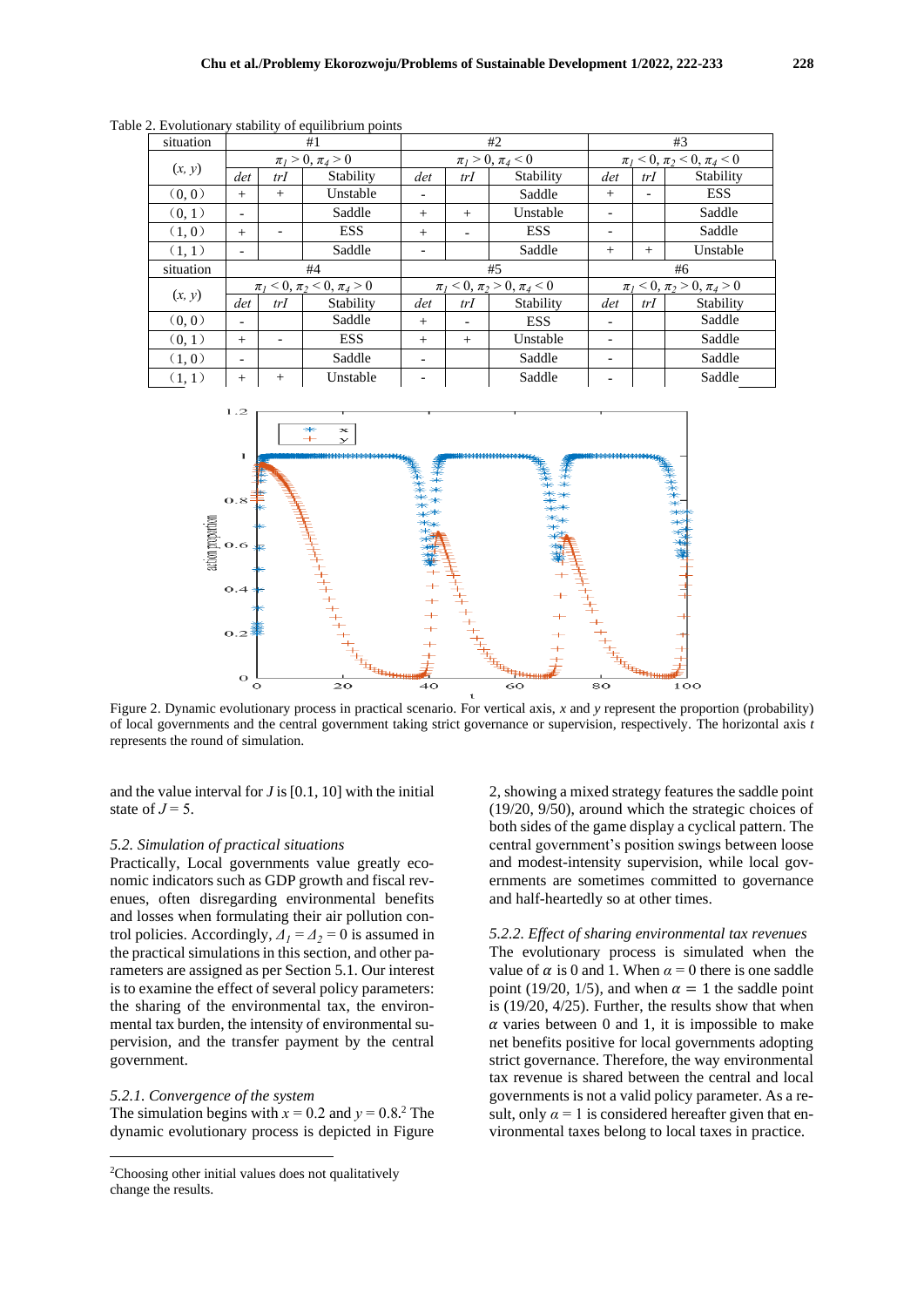Table 2. Evolutionary stability of equilibrium points

| situation | #1 | | | #2 | | | #3 | | |
|---|---|---|---|---|---|---|---|---|---|
| $(x, y)$ | $\pi_1 > 0, \pi_4 > 0$ | | | $\pi_1 > 0, \pi_4 < 0$ | | | $\pi_1 < 0, \pi_2 < 0, \pi_4 < 0$ | | |
| | *det* | *trI* | Stability | *det* | *trI* | Stability | *det* | *trI* | Stability |
| (0, 0) | + | + | Unstable | - | | Saddle | + | - | ESS |
| (0, 1) | - | | Saddle | + | + | Unstable | - | | Saddle |
| (1, 0) | + | - | ESS | + | - | ESS | - | | Saddle |
| (1, 1) | - | | Saddle | - | | Saddle | + | + | Unstable |
| situation | #4 | | | #5 | | | #6 | | |
| $(x, y)$ | $\pi_1 < 0, \pi_2 < 0, \pi_4 > 0$ | | | $\pi_1 < 0, \pi_2 > 0, \pi_4 < 0$ | | | $\pi_1 < 0, \pi_2 > 0, \pi_4 > 0$ | | |
| | *det* | *trI* | Stability | *det* | *trI* | Stability | *det* | *trI* | Stability |
| (0, 0) | - | | Saddle | + | - | ESS | - | | Saddle |
| (0, 1) | + | - | ESS | + | + | Unstable | - | | Saddle |
| (1, 0) | - | | Saddle | - | | Saddle | - | | Saddle |
| (1, 1) | + | + | Unstable | - | | Saddle | - | | Saddle |

Figure 2. Dynamic evolutionary process in practical scenario. For vertical axis, $x$ and $y$ represent the proportion (probability) of local governments and the central government taking strict governance or supervision, respectively. The horizontal axis $t$ represents the round of simulation.

and the value interval for $J$ is [0.1, 10] with the initial state of $J = 5$.

### 5.2. Simulation of practical situations

Practically, Local governments value greatly economic indicators such as GDP growth and fiscal revenues, often disregarding environmental benefits and losses when formulating their air pollution control policies. Accordingly, $\Delta_1 = \Delta_2 = 0$ is assumed in the practical simulations in this section, and other parameters are assigned as per Section 5.1. Our interest is to examine the effect of several policy parameters: the sharing of the environmental tax, the environmental tax burden, the intensity of environmental supervision, and the transfer payment by the central government.

#### 5.2.1. Convergence of the system

The simulation begins with $x = 0.2$ and $y = 0.8$.[2] The dynamic evolutionary process is depicted in Figure 2, showing a mixed strategy features the saddle point (19/20, 9/50), around which the strategic choices of both sides of the game display a cyclical pattern. The central government's position swings between loose and modest-intensity supervision, while local governments are sometimes committed to governance and half-heartedly so at other times.

#### 5.2.2. Effect of sharing environmental tax revenues

The evolutionary process is simulated when the value of $\alpha$ is 0 and 1. When $\alpha = 0$ there is one saddle point (19/20, 1/5), and when $\alpha = 1$ the saddle point is (19/20, 4/25). Further, the results show that when $\alpha$ varies between 0 and 1, it is impossible to make net benefits positive for local governments adopting strict governance. Therefore, the way environmental tax revenue is shared between the central and local governments is not a valid policy parameter. As a result, only $\alpha = 1$ is considered hereafter given that environmental taxes belong to local taxes in practice.

[2] Choosing other initial values does not qualitatively change the results.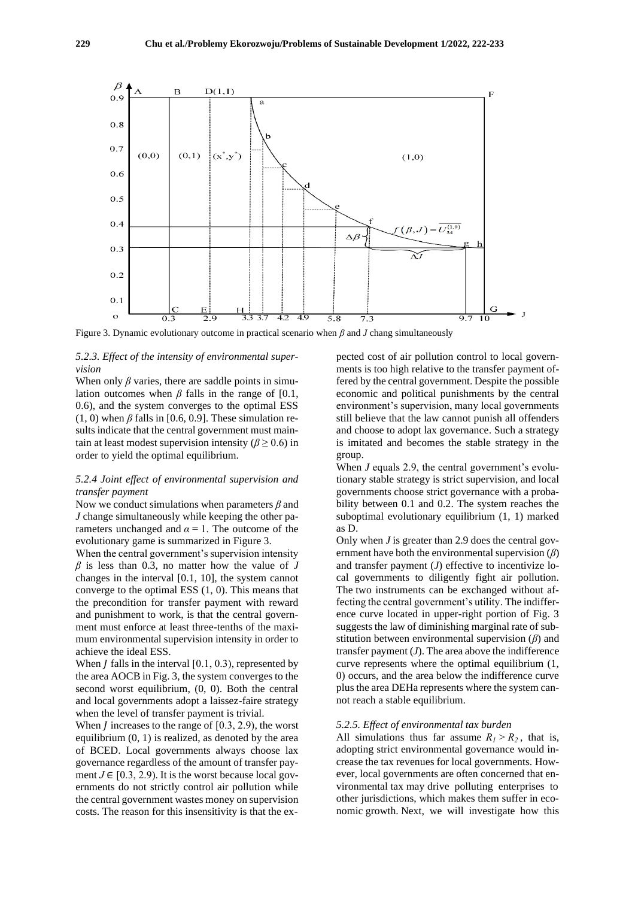Figure 3. Dynamic evolutionary outcome in practical scenario when $\beta$ and $J$ chang simultaneously

### 5.2.3. Effect of the intensity of environmental supervision

When only $\beta$ varies, there are saddle points in simulation outcomes when $\beta$ falls in the range of [0.1, 0.6), and the system converges to the optimal ESS (1, 0) when $\beta$ falls in [0.6, 0.9]. These simulation results indicate that the central government must maintain at least modest supervision intensity ($\beta \geq 0.6$) in order to yield the optimal equilibrium.

### 5.2.4 Joint effect of environmental supervision and transfer payment

Now we conduct simulations when parameters $\beta$ and $J$ change simultaneously while keeping the other parameters unchanged and $\alpha = 1$. The outcome of the evolutionary game is summarized in Figure 3.

When the central government's supervision intensity $\beta$ is less than 0.3, no matter how the value of $J$ changes in the interval [0.1, 10], the system cannot converge to the optimal ESS (1, 0). This means that the precondition for transfer payment with reward and punishment to work, is that the central government must enforce at least three-tenths of the maximum environmental supervision intensity in order to achieve the ideal ESS.

When $J$ falls in the interval [0.1, 0.3), represented by the area AOCB in Fig. 3, the system converges to the second worst equilibrium, (0, 0). Both the central and local governments adopt a laissez-faire strategy when the level of transfer payment is trivial.

When $J$ increases to the range of [0.3, 2.9), the worst equilibrium (0, 1) is realized, as denoted by the area of BCED. Local governments always choose lax governance regardless of the amount of transfer payment $J \in$ [0.3, 2.9). It is the worst because local governments do not strictly control air pollution while the central government wastes money on supervision costs. The reason for this insensitivity is that the expected cost of air pollution control to local governments is too high relative to the transfer payment offered by the central government. Despite the possible economic and political punishments by the central environment's supervision, many local governments still believe that the law cannot punish all offenders and choose to adopt lax governance. Such a strategy is imitated and becomes the stable strategy in the group.

When $J$ equals 2.9, the central government's evolutionary stable strategy is strict supervision, and local governments choose strict governance with a probability between 0.1 and 0.2. The system reaches the suboptimal evolutionary equilibrium (1, 1) marked as D.

Only when $J$ is greater than 2.9 does the central government have both the environmental supervision ($\beta$) and transfer payment ($J$) effective to incentivize local governments to diligently fight air pollution. The two instruments can be exchanged without affecting the central government's utility. The indifference curve located in upper-right portion of Fig. 3 suggests the law of diminishing marginal rate of substitution between environmental supervision ($\beta$) and transfer payment ($J$). The area above the indifference curve represents where the optimal equilibrium (1, 0) occurs, and the area below the indifference curve plus the area DEHa represents where the system cannot reach a stable equilibrium.

### 5.2.5. Effect of environmental tax burden

All simulations thus far assume $R_1 > R_2$, that is, adopting strict environmental governance would increase the tax revenues for local governments. However, local governments are often concerned that environmental tax may drive polluting enterprises to other jurisdictions, which makes them suffer in economic growth. Next, we will investigate how this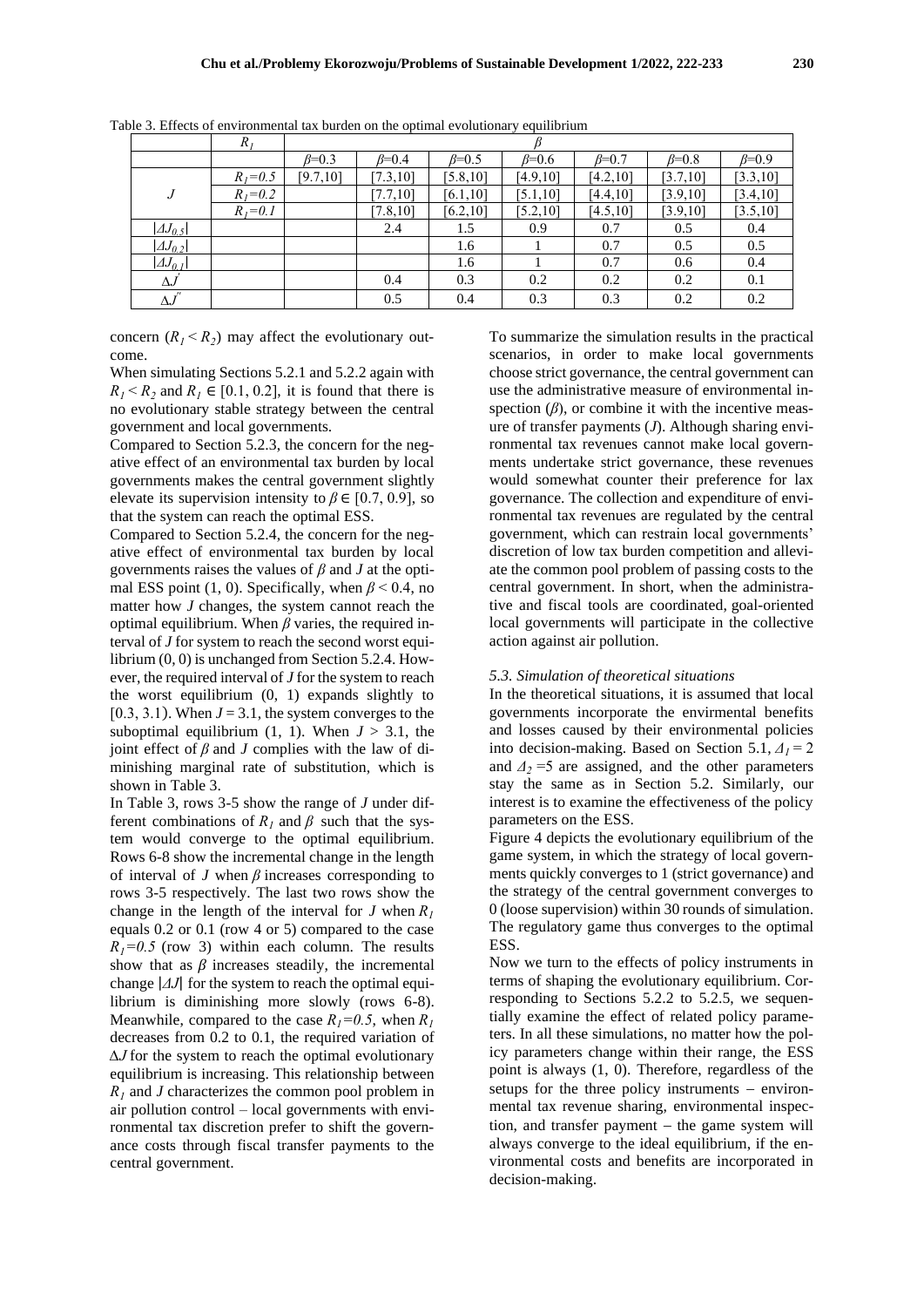Table 3. Effects of environmental tax burden on the optimal evolutionary equilibrium

| | $R_1$ | $\beta$ | | | | | | |
|---|---|---|---|---|---|---|---|---|
| | | $\beta$=0.3 | $\beta$=0.4 | $\beta$=0.5 | $\beta$=0.6 | $\beta$=0.7 | $\beta$=0.8 | $\beta$=0.9 |
| $J$ | $R_1$=0.5 | [9.7,10] | [7.3,10] | [5.8,10] | [4.9,10] | [4.2,10] | [3.7,10] | [3.3,10] |
| | $R_1$=0.2 | | [7.7,10] | [6.1,10] | [5.1,10] | [4.4,10] | [3.9,10] | [3.4,10] |
| | $R_1$=0.1 | | [7.8,10] | [6.2,10] | [5.2,10] | [4.5,10] | [3.9,10] | [3.5,10] |
| $\lvert\Delta J_{0.5}\rvert$ | | | 2.4 | 1.5 | 0.9 | 0.7 | 0.5 | 0.4 |
| $\lvert\Delta J_{0.2}\rvert$ | | | | 1.6 | 1 | 0.7 | 0.5 | 0.5 |
| $\lvert\Delta J_{0.1}\rvert$ | | | | 1.6 | 1 | 0.7 | 0.6 | 0.4 |
| $\Delta J'$ | | | 0.4 | 0.3 | 0.2 | 0.2 | 0.2 | 0.1 |
| $\Delta J''$ | | | 0.5 | 0.4 | 0.3 | 0.3 | 0.2 | 0.2 |

concern ($R_1 < R_2$) may affect the evolutionary outcome.

When simulating Sections 5.2.1 and 5.2.2 again with $R_1 < R_2$ and $R_1 \in [0.1, 0.2]$, it is found that there is no evolutionary stable strategy between the central government and local governments.

Compared to Section 5.2.3, the concern for the negative effect of an environmental tax burden by local governments makes the central government slightly elevate its supervision intensity to $\beta \in [0.7, 0.9]$, so that the system can reach the optimal ESS.

Compared to Section 5.2.4, the concern for the negative effect of environmental tax burden by local governments raises the values of $\beta$ and $J$ at the optimal ESS point (1, 0). Specifically, when $\beta < 0.4$, no matter how $J$ changes, the system cannot reach the optimal equilibrium. When $\beta$ varies, the required interval of $J$ for system to reach the second worst equilibrium (0, 0) is unchanged from Section 5.2.4. However, the required interval of $J$ for the system to reach the worst equilibrium (0, 1) expands slightly to [0.3, 3.1). When $J = 3.1$, the system converges to the suboptimal equilibrium (1, 1). When $J > 3.1$, the joint effect of $\beta$ and $J$ complies with the law of diminishing marginal rate of substitution, which is shown in Table 3.

In Table 3, rows 3-5 show the range of $J$ under different combinations of $R_1$ and $\beta$ such that the system would converge to the optimal equilibrium. Rows 6-8 show the incremental change in the length of interval of $J$ when $\beta$ increases corresponding to rows 3-5 respectively. The last two rows show the change in the length of the interval for $J$ when $R_1$ equals 0.2 or 0.1 (row 4 or 5) compared to the case $R_1$=0.5 (row 3) within each column. The results show that as $\beta$ increases steadily, the incremental change $|\Delta J|$ for the system to reach the optimal equilibrium is diminishing more slowly (rows 6-8). Meanwhile, compared to the case $R_1$=0.5, when $R_1$ decreases from 0.2 to 0.1, the required variation of $\Delta J$ for the system to reach the optimal evolutionary equilibrium is increasing. This relationship between $R_1$ and $J$ characterizes the common pool problem in air pollution control – local governments with environmental tax discretion prefer to shift the governance costs through fiscal transfer payments to the central government.

To summarize the simulation results in the practical scenarios, in order to make local governments choose strict governance, the central government can use the administrative measure of environmental inspection ($\beta$), or combine it with the incentive measure of transfer payments ($J$). Although sharing environmental tax revenues cannot make local governments undertake strict governance, these revenues would somewhat counter their preference for lax governance. The collection and expenditure of environmental tax revenues are regulated by the central government, which can restrain local governments' discretion of low tax burden competition and alleviate the common pool problem of passing costs to the central government. In short, when the administrative and fiscal tools are coordinated, goal-oriented local governments will participate in the collective action against air pollution.

### 5.3. Simulation of theoretical situations

In the theoretical situations, it is assumed that local governments incorporate the enviromental benefits and losses caused by their environmental policies into decision-making. Based on Section 5.1, $\Delta_1 = 2$ and $\Delta_2 = 5$ are assigned, and the other parameters stay the same as in Section 5.2. Similarly, our interest is to examine the effectiveness of the policy parameters on the ESS.

Figure 4 depicts the evolutionary equilibrium of the game system, in which the strategy of local governments quickly converges to 1 (strict governance) and the strategy of the central government converges to 0 (loose supervision) within 30 rounds of simulation. The regulatory game thus converges to the optimal ESS.

Now we turn to the effects of policy instruments in terms of shaping the evolutionary equilibrium. Corresponding to Sections 5.2.2 to 5.2.5, we sequentially examine the effect of related policy parameters. In all these simulations, no matter how the policy parameters change within their range, the ESS point is always (1, 0). Therefore, regardless of the setups for the three policy instruments – environmental tax revenue sharing, environmental inspection, and transfer payment – the game system will always converge to the ideal equilibrium, if the environmental costs and benefits are incorporated in decision-making.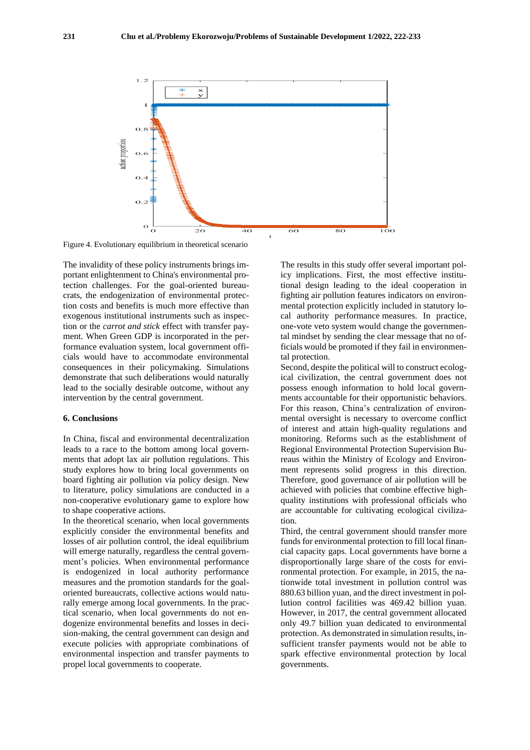Figure 4. Evolutionary equilibrium in theoretical scenario

The invalidity of these policy instruments brings important enlightenment to China's environmental protection challenges. For the goal-oriented bureaucrats, the endogenization of environmental protection costs and benefits is much more effective than exogenous institutional instruments such as inspection or the *carrot and stick* effect with transfer payment. When Green GDP is incorporated in the performance evaluation system, local government officials would have to accommodate environmental consequences in their policymaking. Simulations demonstrate that such deliberations would naturally lead to the socially desirable outcome, without any intervention by the central government.

## 6. Conclusions

In China, fiscal and environmental decentralization leads to a race to the bottom among local governments that adopt lax air pollution regulations. This study explores how to bring local governments on board fighting air pollution via policy design. New to literature, policy simulations are conducted in a non-cooperative evolutionary game to explore how to shape cooperative actions.

In the theoretical scenario, when local governments explicitly consider the environmental benefits and losses of air pollution control, the ideal equilibrium will emerge naturally, regardless the central government's policies. When environmental performance is endogenized in local authority performance measures and the promotion standards for the goal-oriented bureaucrats, collective actions would naturally emerge among local governments. In the practical scenario, when local governments do not endogenize environmental benefits and losses in decision-making, the central government can design and execute policies with appropriate combinations of environmental inspection and transfer payments to propel local governments to cooperate.

The results in this study offer several important policy implications. First, the most effective institutional design leading to the ideal cooperation in fighting air pollution features indicators on environmental protection explicitly included in statutory local authority performance measures. In practice, one-vote veto system would change the governmental mindset by sending the clear message that no officials would be promoted if they fail in environmental protection.

Second, despite the political will to construct ecological civilization, the central government does not possess enough information to hold local governments accountable for their opportunistic behaviors. For this reason, China's centralization of environmental oversight is necessary to overcome conflict of interest and attain high-quality regulations and monitoring. Reforms such as the establishment of Regional Environmental Protection Supervision Bureaus within the Ministry of Ecology and Environment represents solid progress in this direction. Therefore, good governance of air pollution will be achieved with policies that combine effective high-quality institutions with professional officials who are accountable for cultivating ecological civilization.

Third, the central government should transfer more funds for environmental protection to fill local financial capacity gaps. Local governments have borne a disproportionally large share of the costs for environmental protection. For example, in 2015, the nationwide total investment in pollution control was 880.63 billion yuan, and the direct investment in pollution control facilities was 469.42 billion yuan. However, in 2017, the central government allocated only 49.7 billion yuan dedicated to environmental protection. As demonstrated in simulation results, insufficient transfer payments would not be able to spark effective environmental protection by local governments.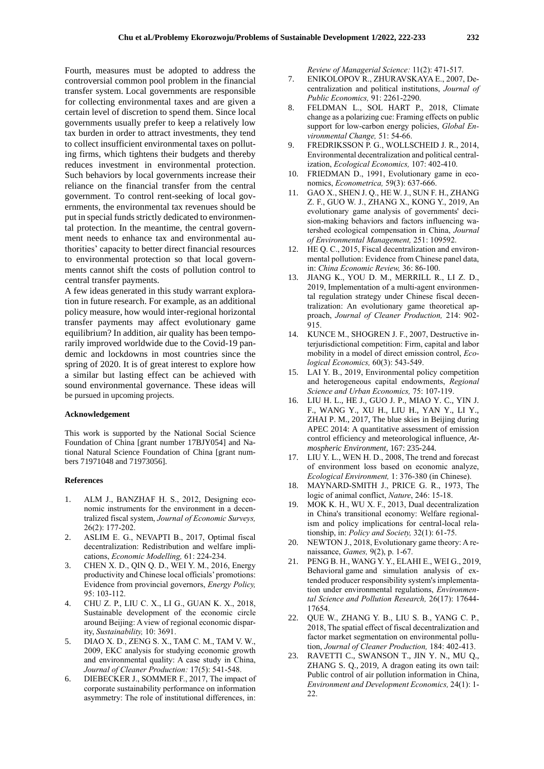Fourth, measures must be adopted to address the controversial common pool problem in the financial transfer system. Local governments are responsible for collecting environmental taxes and are given a certain level of discretion to spend them. Since local governments usually prefer to keep a relatively low tax burden in order to attract investments, they tend to collect insufficient environmental taxes on polluting firms, which tightens their budgets and thereby reduces investment in environmental protection. Such behaviors by local governments increase their reliance on the financial transfer from the central government. To control rent-seeking of local governments, the environmental tax revenues should be put in special funds strictly dedicated to environmental protection. In the meantime, the central government needs to enhance tax and environmental authorities' capacity to better direct financial resources to environmental protection so that local governments cannot shift the costs of pollution control to central transfer payments.

A few ideas generated in this study warrant exploration in future research. For example, as an additional policy measure, how would inter-regional horizontal transfer payments may affect evolutionary game equilibrium? In addition, air quality has been temporarily improved worldwide due to the Covid-19 pandemic and lockdowns in most countries since the spring of 2020. It is of great interest to explore how a similar but lasting effect can be achieved with sound environmental governance. These ideas will be pursued in upcoming projects.

#### Acknowledgement

This work is supported by the National Social Science Foundation of China [grant number 17BJY054] and National Natural Science Foundation of China [grant numbers 71971048 and 71973056].

#### References

1. ALM J., BANZHAF H. S., 2012, Designing economic instruments for the environment in a decentralized fiscal system, *Journal of Economic Surveys,* 26(2): 177-202.
2. ASLIM E. G., NEVAPTI B., 2017, Optimal fiscal decentralization: Redistribution and welfare implications, *Economic Modelling,* 61: 224-234.
3. CHEN X. D., QIN Q. D., WEI Y. M., 2016, Energy productivity and Chinese local officials' promotions: Evidence from provincial governors, *Energy Policy,* 95: 103-112.
4. CHU Z. P., LIU C. X., LI G., GUAN K. X., 2018, Sustainable development of the economic circle around Beijing: A view of regional economic disparity, *Sustainability,* 10: 3691.
5. DIAO X. D., ZENG S. X., TAM C. M., TAM V. W., 2009, EKC analysis for studying economic growth and environmental quality: A case study in China, *Journal of Cleaner Production:* 17(5): 541-548.
6. DIEBECKER J., SOMMER F., 2017, The impact of corporate sustainability performance on information asymmetry: The role of institutional differences, in: *Review of Managerial Science:* 11(2): 471-517.
7. ENIKOLOPOV R., ZHURAVSKAYA E., 2007, Decentralization and political institutions, *Journal of Public Economics,* 91: 2261-2290.
8. FELDMAN L., SOL HART P., 2018, Climate change as a polarizing cue: Framing effects on public support for low-carbon energy policies, *Global Environmental Change,* 51: 54-66.
9. FREDRIKSSON P. G., WOLLSCHEID J. R., 2014, Environmental decentralization and political centralization, *Ecological Economics,* 107: 402-410.
10. FRIEDMAN D., 1991, Evolutionary game in economics, *Econometrica,* 59(3): 637-666.
11. GAO X., SHEN J. Q., HE W. J., SUN F. H., ZHANG Z. F., GUO W. J., ZHANG X., KONG Y., 2019, An evolutionary game analysis of governments' decision-making behaviors and factors influencing watershed ecological compensation in China, *Journal of Environmental Management,* 251: 109592.
12. HE Q. C., 2015, Fiscal decentralization and environmental pollution: Evidence from Chinese panel data, in: *China Economic Review,* 36: 86-100.
13. JIANG K., YOU D. M., MERRILL R., LI Z. D., 2019, Implementation of a multi-agent environmental regulation strategy under Chinese fiscal decentralization: An evolutionary game theoretical approach, *Journal of Cleaner Production,* 214: 902-915.
14. KUNCE M., SHOGREN J. F., 2007, Destructive interjurisdictional competition: Firm, capital and labor mobility in a model of direct emission control, *Ecological Economics,* 60(3): 543-549.
15. LAI Y. B., 2019, Environmental policy competition and heterogeneous capital endowments, *Regional Science and Urban Economics,* 75: 107-119.
16. LIU H. L., HE J., GUO J. P., MIAO Y. C., YIN J. F., WANG Y., XU H., LIU H., YAN Y., LI Y., ZHAI P. M., 2017, The blue skies in Beijing during APEC 2014: A quantitative assessment of emission control efficiency and meteorological influence, *Atmospheric Environment*, 167: 235-244.
17. LIU Y. L., WEN H. D., 2008, The trend and forecast of environment loss based on economic analyze, *Ecological Environment,* 1: 376-380 (in Chinese).
18. MAYNARD-SMITH J., PRICE G. R., 1973, The logic of animal conflict, *Nature*, 246: 15-18.
19. MOK K. H., WU X. F., 2013, Dual decentralization in China's transitional economy: Welfare regionalism and policy implications for central-local relationship, in: *Policy and Society,* 32(1): 61-75.
20. NEWTON J., 2018, Evolutionary game theory: A renaissance, *Games,* 9(2), p. 1-67.
21. PENG B. H., WANG Y. Y., ELAHI E., WEI G., 2019, Behavioral game and simulation analysis of extended producer responsibility system's implementation under environmental regulations, *Environmental Science and Pollution Research,* 26(17): 17644-17654.
22. QUE W., ZHANG Y. B., LIU S. B., YANG C. P., 2018, The spatial effect of fiscal decentralization and factor market segmentation on environmental pollution, *Journal of Cleaner Production,* 184: 402-413.
23. RAVETTI C., SWANSON T., JIN Y. N., MU Q., ZHANG S. Q., 2019, A dragon eating its own tail: Public control of air pollution information in China, *Environment and Development Economics,* 24(1): 1-22.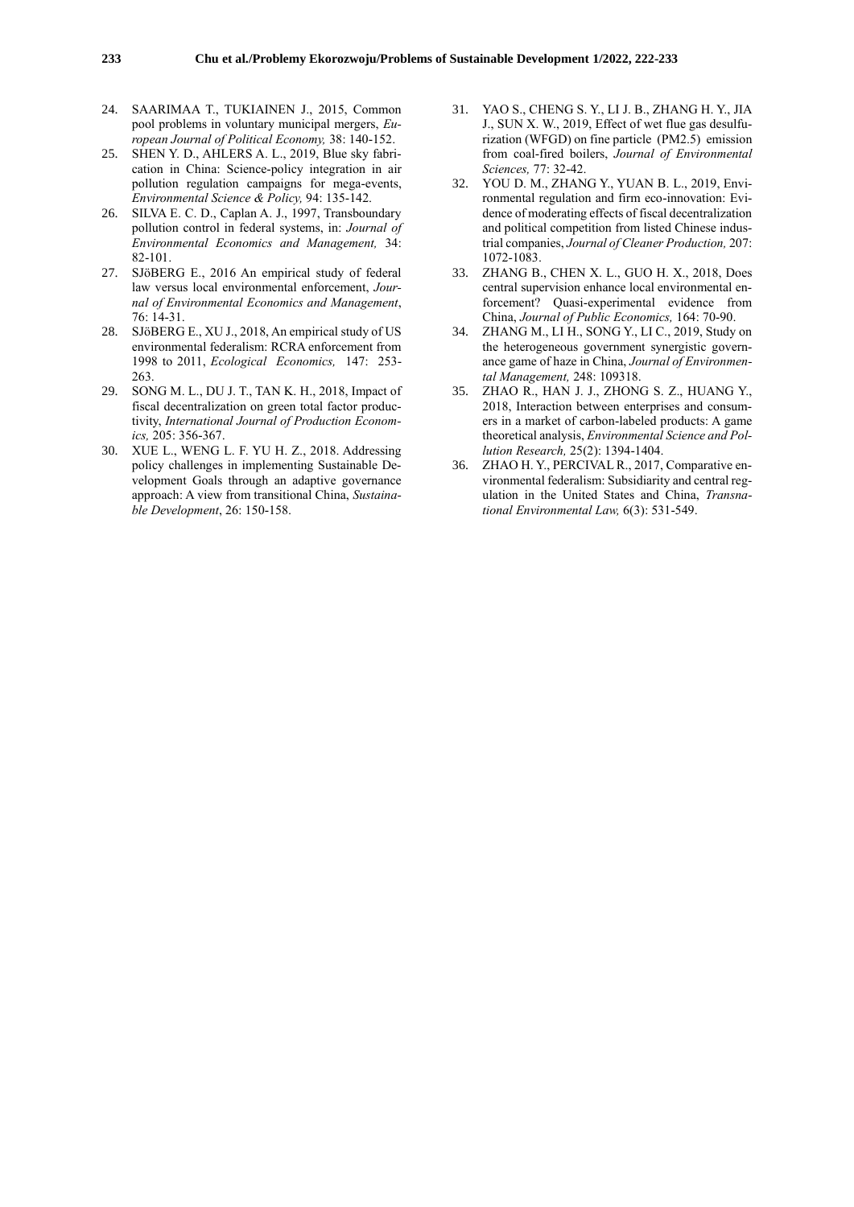24. SAARIMAA T., TUKIAINEN J., 2015, Common pool problems in voluntary municipal mergers, *European Journal of Political Economy,* 38: 140-152.
25. SHEN Y. D., AHLERS A. L., 2019, Blue sky fabrication in China: Science-policy integration in air pollution regulation campaigns for mega-events, *Environmental Science & Policy,* 94: 135-142.
26. SILVA E. C. D., Caplan A. J., 1997, Transboundary pollution control in federal systems, in: *Journal of Environmental Economics and Management,* 34: 82-101.
27. SJöBERG E., 2016 An empirical study of federal law versus local environmental enforcement, *Journal of Environmental Economics and Management*, 76: 14-31.
28. SJöBERG E., XU J., 2018, An empirical study of US environmental federalism: RCRA enforcement from 1998 to 2011, *Ecological Economics,* 147: 253-263.
29. SONG M. L., DU J. T., TAN K. H., 2018, Impact of fiscal decentralization on green total factor productivity, *International Journal of Production Economics,* 205: 356-367.
30. XUE L., WENG L. F. YU H. Z., 2018. Addressing policy challenges in implementing Sustainable Development Goals through an adaptive governance approach: A view from transitional China, *Sustainable Development*, 26: 150-158.
31. YAO S., CHENG S. Y., LI J. B., ZHANG H. Y., JIA J., SUN X. W., 2019, Effect of wet flue gas desulfurization (WFGD) on fine particle (PM2.5) emission from coal-fired boilers, *Journal of Environmental Sciences,* 77: 32-42.
32. YOU D. M., ZHANG Y., YUAN B. L., 2019, Environmental regulation and firm eco-innovation: Evidence of moderating effects of fiscal decentralization and political competition from listed Chinese industrial companies, *Journal of Cleaner Production,* 207: 1072-1083.
33. ZHANG B., CHEN X. L., GUO H. X., 2018, Does central supervision enhance local environmental enforcement? Quasi-experimental evidence from China, *Journal of Public Economics,* 164: 70-90.
34. ZHANG M., LI H., SONG Y., LI C., 2019, Study on the heterogeneous government synergistic governance game of haze in China, *Journal of Environmental Management,* 248: 109318.
35. ZHAO R., HAN J. J., ZHONG S. Z., HUANG Y., 2018, Interaction between enterprises and consumers in a market of carbon-labeled products: A game theoretical analysis, *Environmental Science and Pollution Research,* 25(2): 1394-1404.
36. ZHAO H. Y., PERCIVAL R., 2017, Comparative environmental federalism: Subsidiarity and central regulation in the United States and China, *Transnational Environmental Law,* 6(3): 531-549.